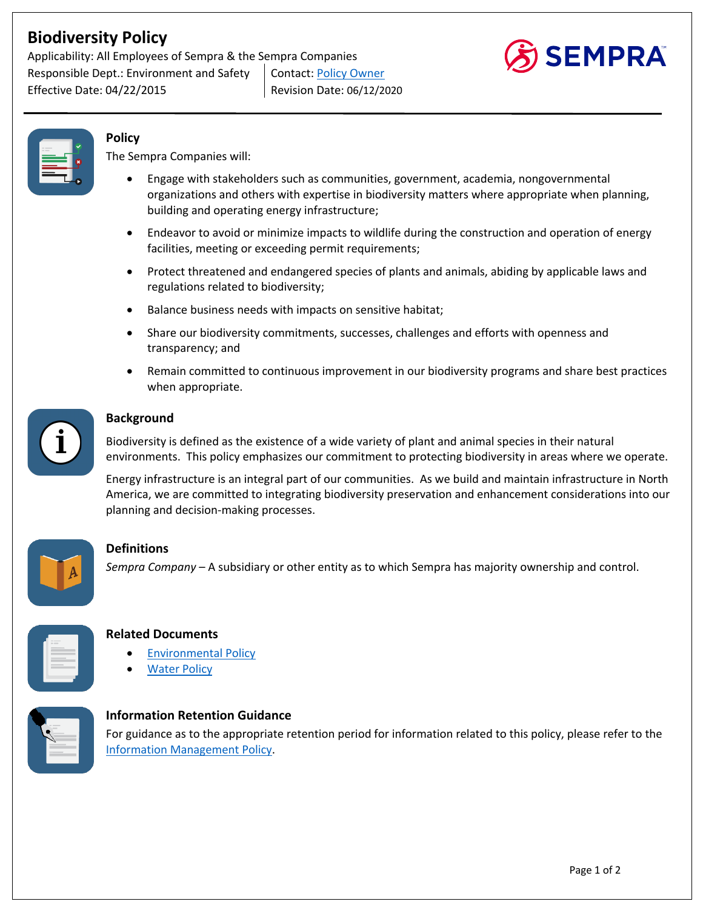# Biodiversity Policy

Applicability: All Employees of Sempra & the Sempra Companies

Responsible Dept.: Environment and Safety | Contact: Policy Owner

Effective Date: 04/22/2015 | Revision Date: 06/12/2020

## Policy

The Sempra Companies will:

- Engage with stakeholders such as communities, government, academia, nongovernmental organizations and others with expertise in biodiversity matters where appropriate when planning, building and operating energy infrastructure;
- Endeavor to avoid or minimize impacts to wildlife during the construction and operation of energy facilities, meeting or exceeding permit requirements;
- Protect threatened and endangered species of plants and animals, abiding by applicable laws and regulations related to biodiversity;
- Balance business needs with impacts on sensitive habitat;
- Share our biodiversity commitments, successes, challenges and efforts with openness and transparency; and
- Remain committed to continuous improvement in our biodiversity programs and share best practices when appropriate.

## Background

Biodiversity is defined as the existence of a wide variety of plant and animal species in their natural environments. This policy emphasizes our commitment to protecting biodiversity in areas where we operate.

Energy infrastructure is an integral part of our communities. As we build and maintain infrastructure in North America, we are committed to integrating biodiversity preservation and enhancement considerations into our planning and decision-making processes.

## Definitions

*Sempra Company* – A subsidiary or other entity as to which Sempra has majority ownership and control.

## Related Documents

- Environmental Policy
- Water Policy

## Information Retention Guidance

For guidance as to the appropriate retention period for information related to this policy, please refer to the Information Management Policy.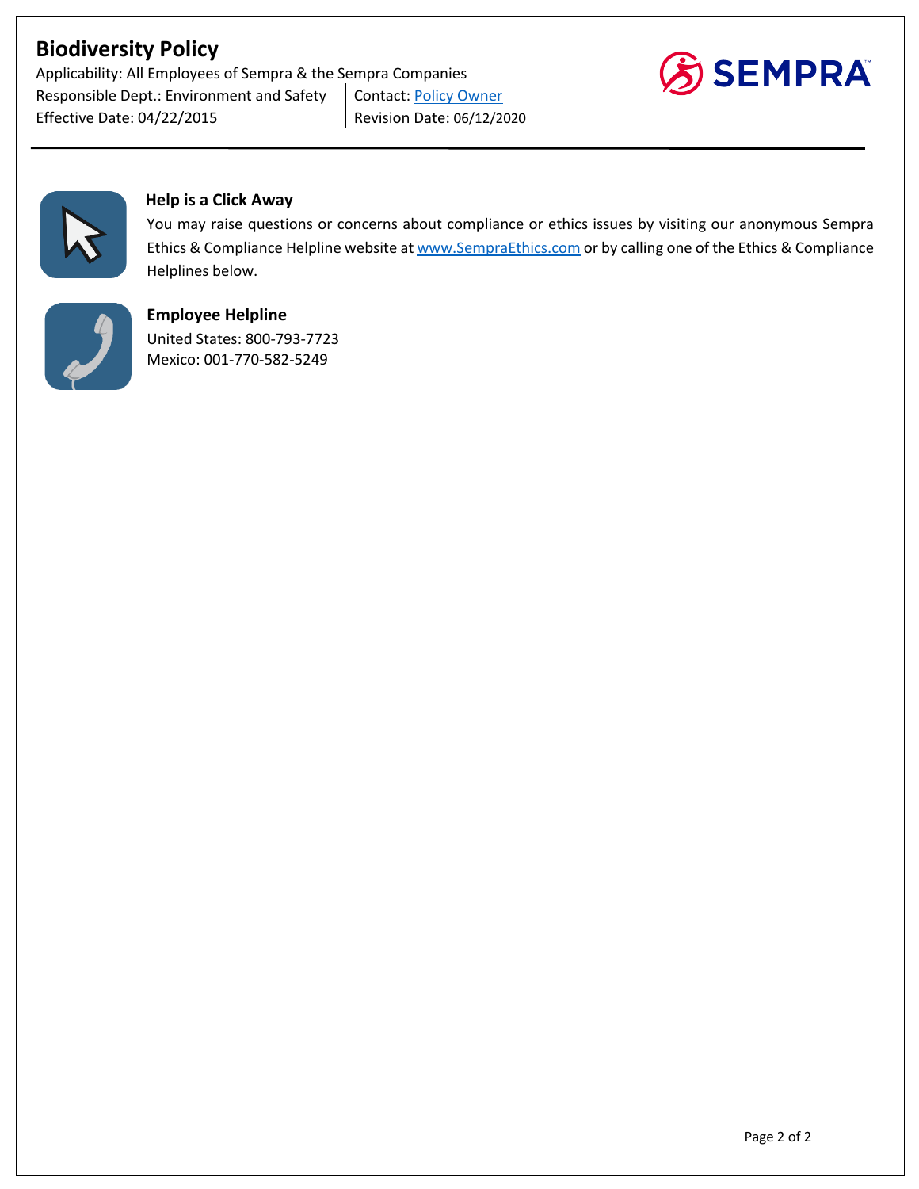**Help is a Click Away**

You may raise questions or concerns about compliance or ethics issues by visiting our anonymous Sempra Ethics & Compliance Helpline website at www.SempraEthics.com or by calling one of the Ethics & Compliance Helplines below.

**Employee Helpline**

United States: 800-793-7723
Mexico: 001-770-582-5249